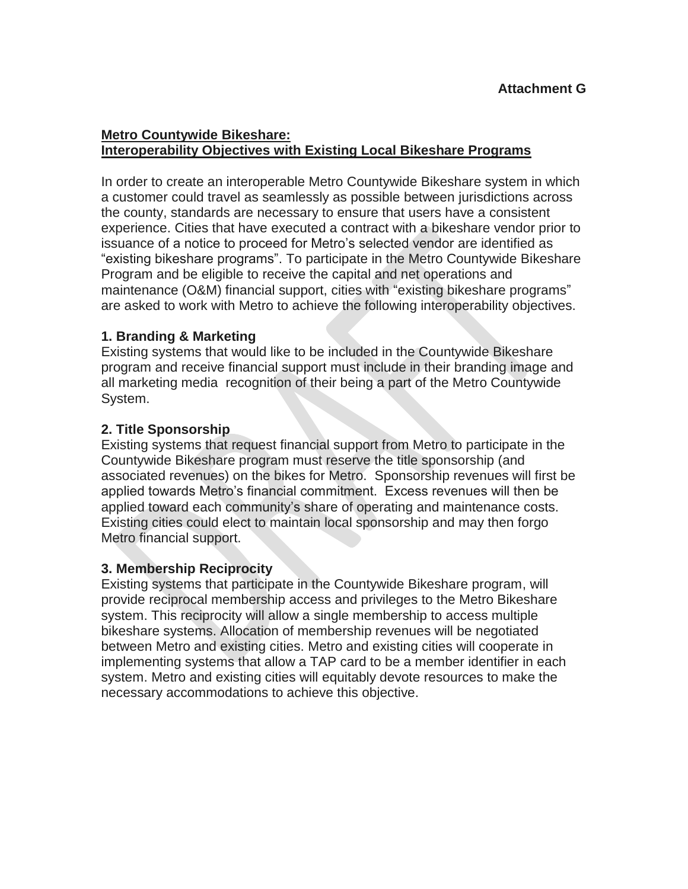**Attachment G**

## Metro Countywide Bikeshare: Interoperability Objectives with Existing Local Bikeshare Programs

In order to create an interoperable Metro Countywide Bikeshare system in which a customer could travel as seamlessly as possible between jurisdictions across the county, standards are necessary to ensure that users have a consistent experience. Cities that have executed a contract with a bikeshare vendor prior to issuance of a notice to proceed for Metro's selected vendor are identified as "existing bikeshare programs". To participate in the Metro Countywide Bikeshare Program and be eligible to receive the capital and net operations and maintenance (O&M) financial support, cities with "existing bikeshare programs" are asked to work with Metro to achieve the following interoperability objectives.

### 1. Branding & Marketing

Existing systems that would like to be included in the Countywide Bikeshare program and receive financial support must include in their branding image and all marketing media recognition of their being a part of the Metro Countywide System.

### 2. Title Sponsorship

Existing systems that request financial support from Metro to participate in the Countywide Bikeshare program must reserve the title sponsorship (and associated revenues) on the bikes for Metro. Sponsorship revenues will first be applied towards Metro's financial commitment. Excess revenues will then be applied toward each community's share of operating and maintenance costs. Existing cities could elect to maintain local sponsorship and may then forgo Metro financial support.

### 3. Membership Reciprocity

Existing systems that participate in the Countywide Bikeshare program, will provide reciprocal membership access and privileges to the Metro Bikeshare system. This reciprocity will allow a single membership to access multiple bikeshare systems. Allocation of membership revenues will be negotiated between Metro and existing cities. Metro and existing cities will cooperate in implementing systems that allow a TAP card to be a member identifier in each system. Metro and existing cities will equitably devote resources to make the necessary accommodations to achieve this objective.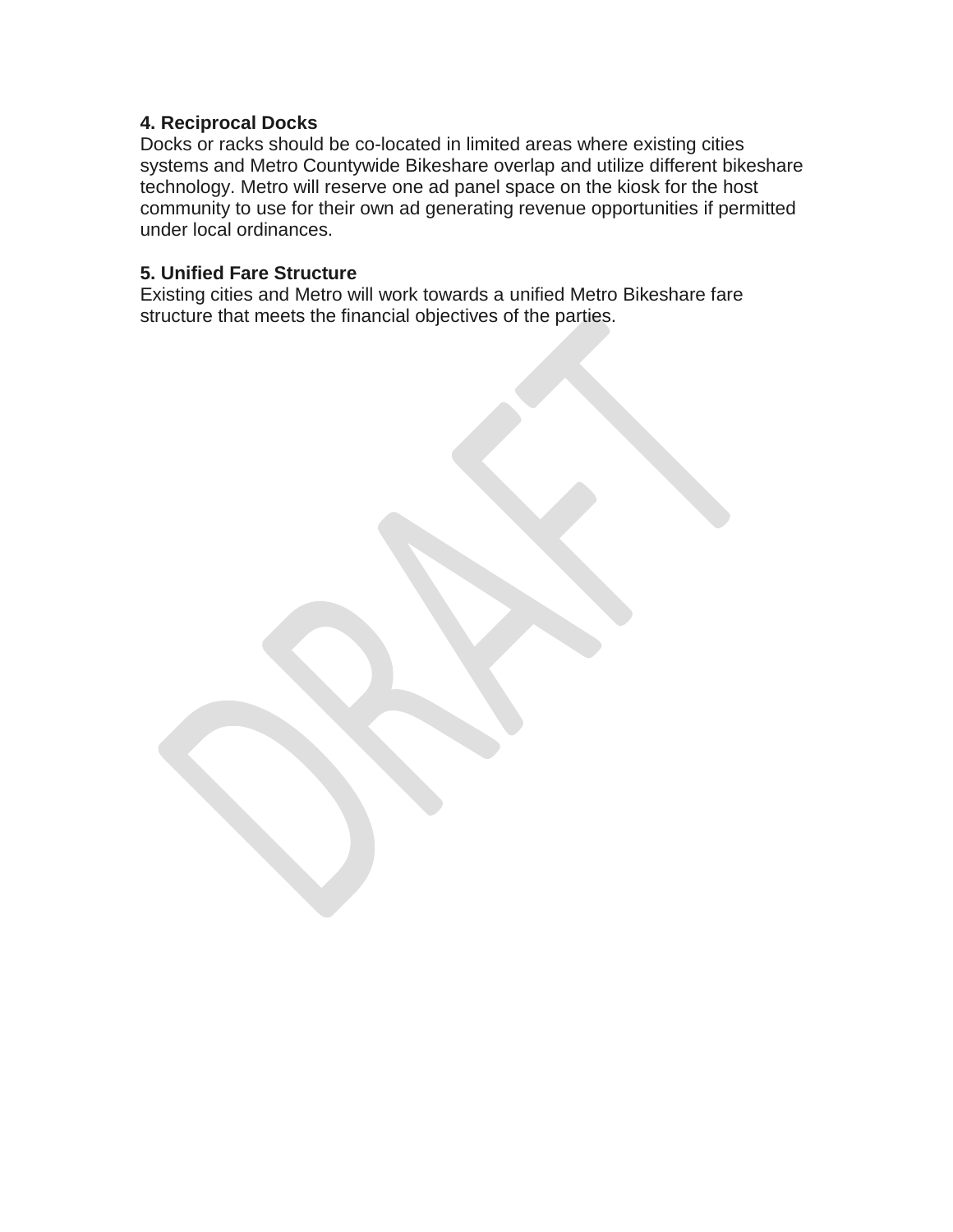**4. Reciprocal Docks**

Docks or racks should be co-located in limited areas where existing cities systems and Metro Countywide Bikeshare overlap and utilize different bikeshare technology. Metro will reserve one ad panel space on the kiosk for the host community to use for their own ad generating revenue opportunities if permitted under local ordinances.

**5. Unified Fare Structure**

Existing cities and Metro will work towards a unified Metro Bikeshare fare structure that meets the financial objectives of the parties.